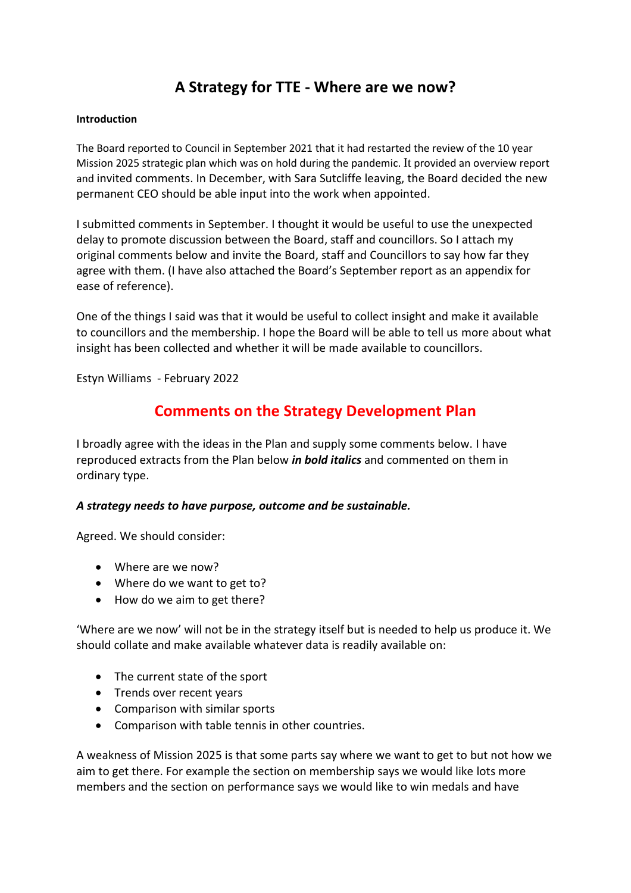# A Strategy for TTE - Where are we now?

**Introduction**

The Board reported to Council in September 2021 that it had restarted the review of the 10 year Mission 2025 strategic plan which was on hold during the pandemic. It provided an overview report and invited comments. In December, with Sara Sutcliffe leaving, the Board decided the new permanent CEO should be able input into the work when appointed.

I submitted comments in September. I thought it would be useful to use the unexpected delay to promote discussion between the Board, staff and councillors. So I attach my original comments below and invite the Board, staff and Councillors to say how far they agree with them. (I have also attached the Board's September report as an appendix for ease of reference).

One of the things I said was that it would be useful to collect insight and make it available to councillors and the membership. I hope the Board will be able to tell us more about what insight has been collected and whether it will be made available to councillors.

Estyn Williams - February 2022

## Comments on the Strategy Development Plan

I broadly agree with the ideas in the Plan and supply some comments below. I have reproduced extracts from the Plan below ***in bold italics*** and commented on them in ordinary type.

***A strategy needs to have purpose, outcome and be sustainable.***

Agreed. We should consider:

- Where are we now?
- Where do we want to get to?
- How do we aim to get there?

'Where are we now' will not be in the strategy itself but is needed to help us produce it. We should collate and make available whatever data is readily available on:

- The current state of the sport
- Trends over recent years
- Comparison with similar sports
- Comparison with table tennis in other countries.

A weakness of Mission 2025 is that some parts say where we want to get to but not how we aim to get there. For example the section on membership says we would like lots more members and the section on performance says we would like to win medals and have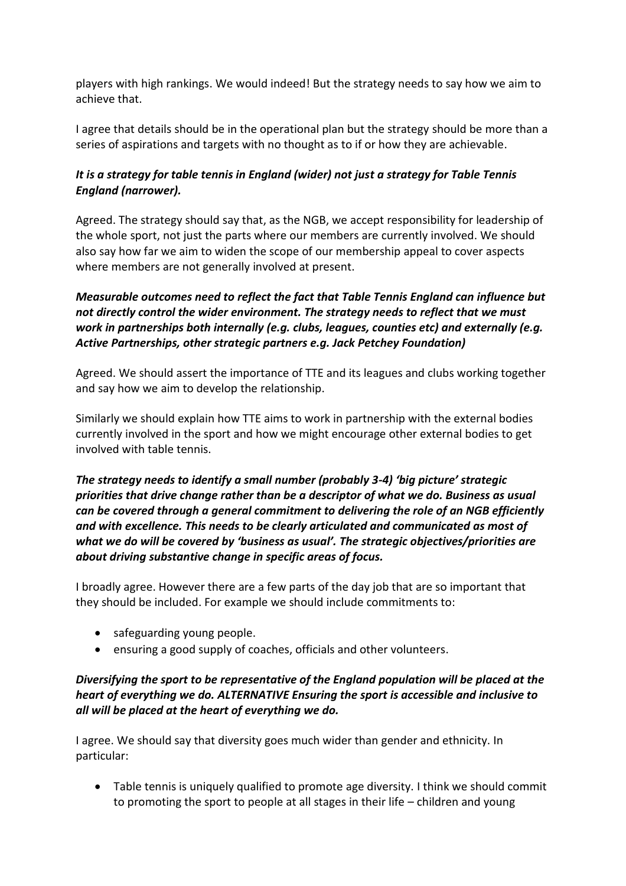players with high rankings. We would indeed! But the strategy needs to say how we aim to achieve that.

I agree that details should be in the operational plan but the strategy should be more than a series of aspirations and targets with no thought as to if or how they are achievable.

***It is a strategy for table tennis in England (wider) not just a strategy for Table Tennis England (narrower).***

Agreed. The strategy should say that, as the NGB, we accept responsibility for leadership of the whole sport, not just the parts where our members are currently involved. We should also say how far we aim to widen the scope of our membership appeal to cover aspects where members are not generally involved at present.

***Measurable outcomes need to reflect the fact that Table Tennis England can influence but not directly control the wider environment. The strategy needs to reflect that we must work in partnerships both internally (e.g. clubs, leagues, counties etc) and externally (e.g. Active Partnerships, other strategic partners e.g. Jack Petchey Foundation)***

Agreed. We should assert the importance of TTE and its leagues and clubs working together and say how we aim to develop the relationship.

Similarly we should explain how TTE aims to work in partnership with the external bodies currently involved in the sport and how we might encourage other external bodies to get involved with table tennis.

***The strategy needs to identify a small number (probably 3-4) 'big picture' strategic priorities that drive change rather than be a descriptor of what we do. Business as usual can be covered through a general commitment to delivering the role of an NGB efficiently and with excellence. This needs to be clearly articulated and communicated as most of what we do will be covered by 'business as usual'. The strategic objectives/priorities are about driving substantive change in specific areas of focus.***

I broadly agree. However there are a few parts of the day job that are so important that they should be included. For example we should include commitments to:

- safeguarding young people.
- ensuring a good supply of coaches, officials and other volunteers.

***Diversifying the sport to be representative of the England population will be placed at the heart of everything we do. ALTERNATIVE Ensuring the sport is accessible and inclusive to all will be placed at the heart of everything we do.***

I agree. We should say that diversity goes much wider than gender and ethnicity. In particular:

- Table tennis is uniquely qualified to promote age diversity. I think we should commit to promoting the sport to people at all stages in their life – children and young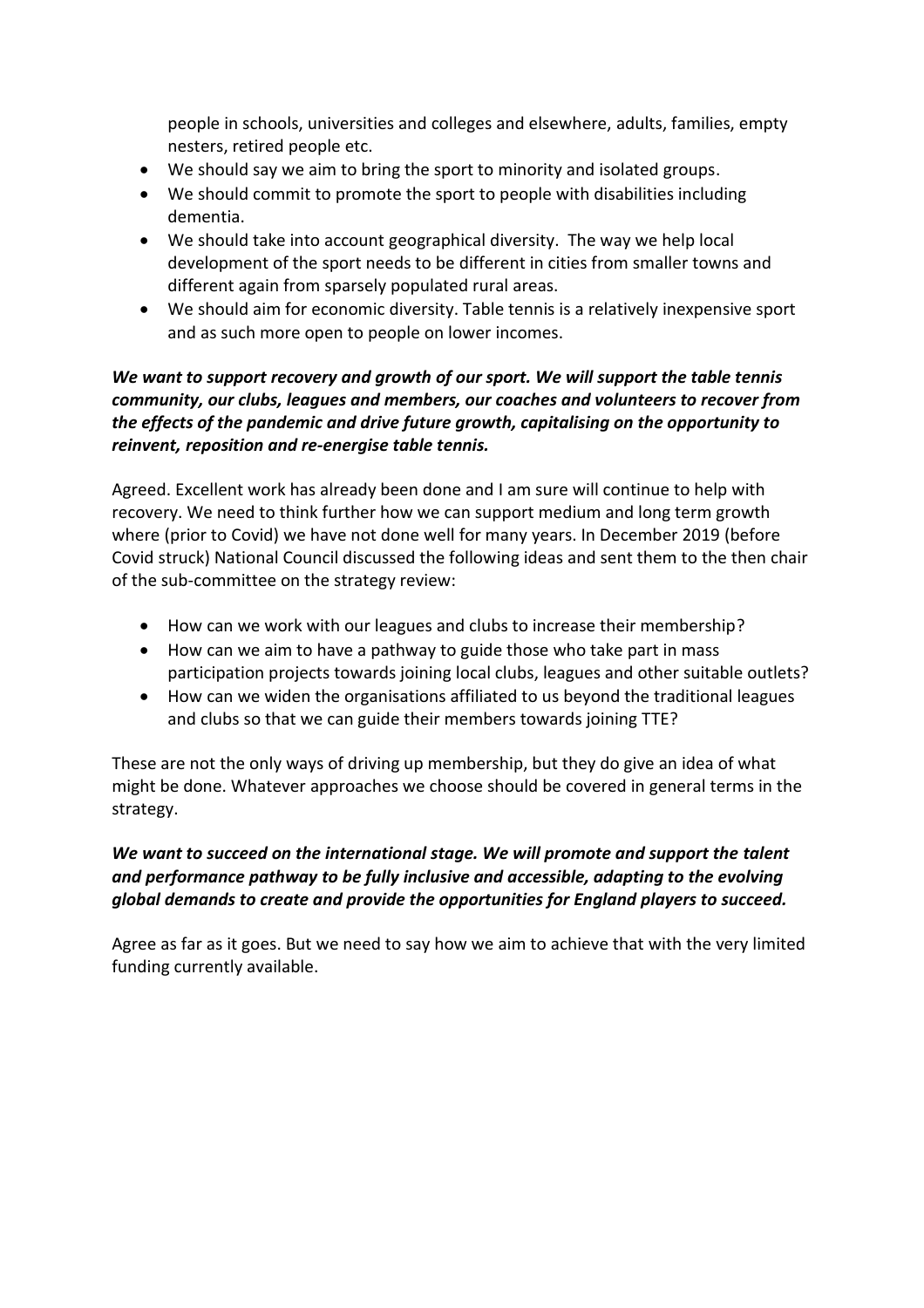people in schools, universities and colleges and elsewhere, adults, families, empty nesters, retired people etc.

- We should say we aim to bring the sport to minority and isolated groups.
- We should commit to promote the sport to people with disabilities including dementia.
- We should take into account geographical diversity. The way we help local development of the sport needs to be different in cities from smaller towns and different again from sparsely populated rural areas.
- We should aim for economic diversity. Table tennis is a relatively inexpensive sport and as such more open to people on lower incomes.

***We want to support recovery and growth of our sport. We will support the table tennis community, our clubs, leagues and members, our coaches and volunteers to recover from the effects of the pandemic and drive future growth, capitalising on the opportunity to reinvent, reposition and re-energise table tennis.***

Agreed. Excellent work has already been done and I am sure will continue to help with recovery. We need to think further how we can support medium and long term growth where (prior to Covid) we have not done well for many years. In December 2019 (before Covid struck) National Council discussed the following ideas and sent them to the then chair of the sub-committee on the strategy review:

- How can we work with our leagues and clubs to increase their membership?
- How can we aim to have a pathway to guide those who take part in mass participation projects towards joining local clubs, leagues and other suitable outlets?
- How can we widen the organisations affiliated to us beyond the traditional leagues and clubs so that we can guide their members towards joining TTE?

These are not the only ways of driving up membership, but they do give an idea of what might be done. Whatever approaches we choose should be covered in general terms in the strategy.

***We want to succeed on the international stage. We will promote and support the talent and performance pathway to be fully inclusive and accessible, adapting to the evolving global demands to create and provide the opportunities for England players to succeed.***

Agree as far as it goes. But we need to say how we aim to achieve that with the very limited funding currently available.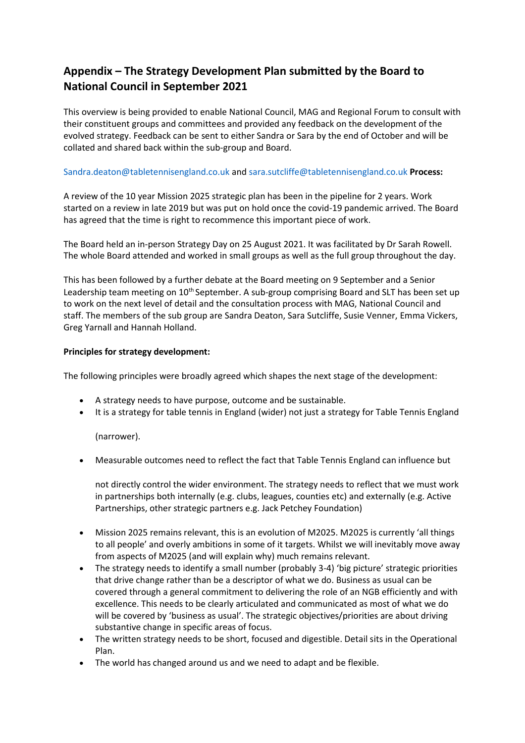## Appendix – The Strategy Development Plan submitted by the Board to National Council in September 2021

This overview is being provided to enable National Council, MAG and Regional Forum to consult with their constituent groups and committees and provided any feedback on the development of the evolved strategy. Feedback can be sent to either Sandra or Sara by the end of October and will be collated and shared back within the sub-group and Board.

Sandra.deaton@tabletennisengland.co.uk and sara.sutcliffe@tabletennisengland.co.uk **Process:**

A review of the 10 year Mission 2025 strategic plan has been in the pipeline for 2 years. Work started on a review in late 2019 but was put on hold once the covid-19 pandemic arrived. The Board has agreed that the time is right to recommence this important piece of work.

The Board held an in-person Strategy Day on 25 August 2021. It was facilitated by Dr Sarah Rowell. The whole Board attended and worked in small groups as well as the full group throughout the day.

This has been followed by a further debate at the Board meeting on 9 September and a Senior Leadership team meeting on 10th September. A sub-group comprising Board and SLT has been set up to work on the next level of detail and the consultation process with MAG, National Council and staff. The members of the sub group are Sandra Deaton, Sara Sutcliffe, Susie Venner, Emma Vickers, Greg Yarnall and Hannah Holland.

**Principles for strategy development:**

The following principles were broadly agreed which shapes the next stage of the development:

- A strategy needs to have purpose, outcome and be sustainable.
- It is a strategy for table tennis in England (wider) not just a strategy for Table Tennis England (narrower).
- Measurable outcomes need to reflect the fact that Table Tennis England can influence but not directly control the wider environment. The strategy needs to reflect that we must work in partnerships both internally (e.g. clubs, leagues, counties etc) and externally (e.g. Active Partnerships, other strategic partners e.g. Jack Petchey Foundation)
- Mission 2025 remains relevant, this is an evolution of M2025. M2025 is currently 'all things to all people' and overly ambitions in some of it targets. Whilst we will inevitably move away from aspects of M2025 (and will explain why) much remains relevant.
- The strategy needs to identify a small number (probably 3-4) 'big picture' strategic priorities that drive change rather than be a descriptor of what we do. Business as usual can be covered through a general commitment to delivering the role of an NGB efficiently and with excellence. This needs to be clearly articulated and communicated as most of what we do will be covered by 'business as usual'. The strategic objectives/priorities are about driving substantive change in specific areas of focus.
- The written strategy needs to be short, focused and digestible. Detail sits in the Operational Plan.
- The world has changed around us and we need to adapt and be flexible.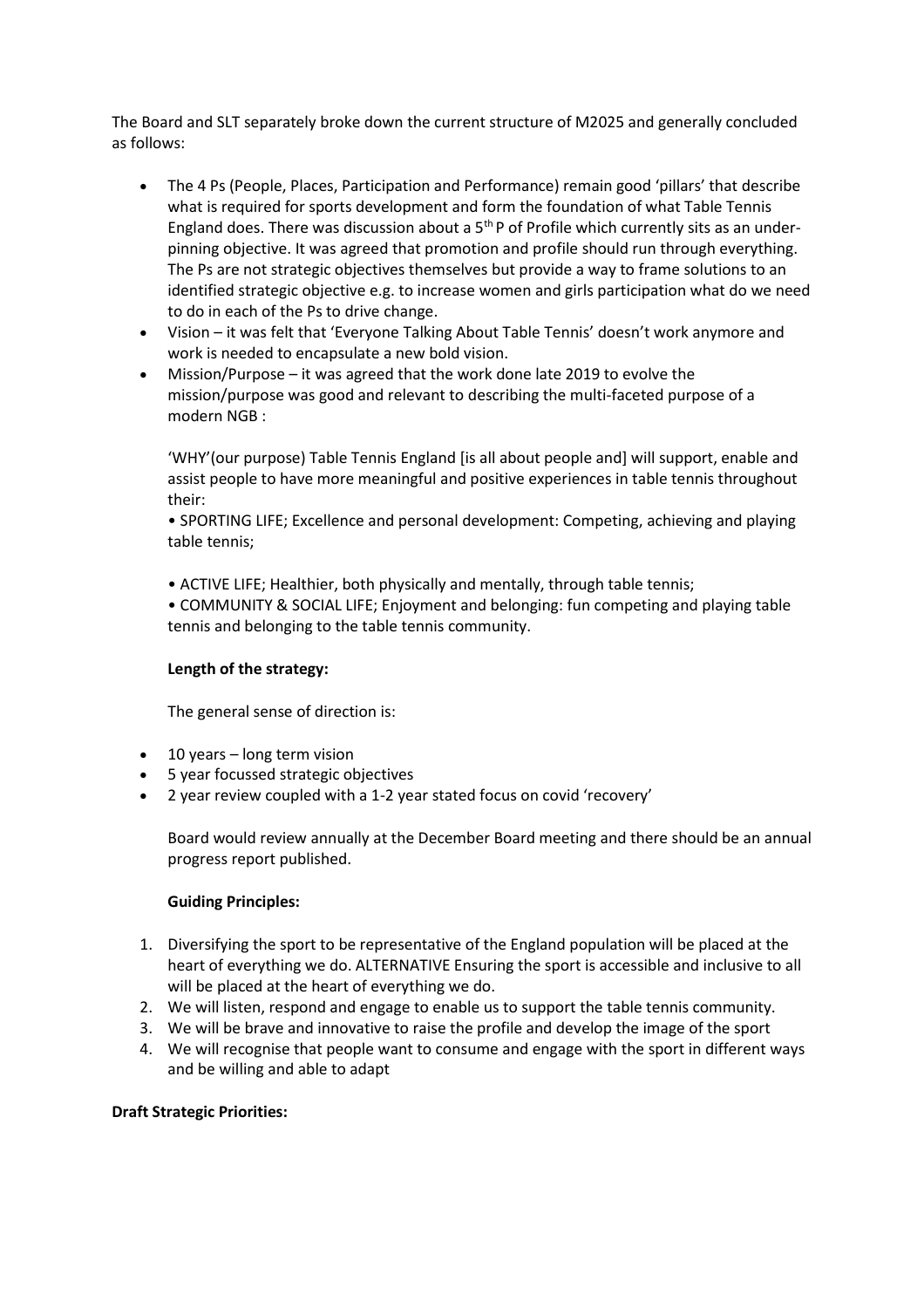The Board and SLT separately broke down the current structure of M2025 and generally concluded as follows:

- The 4 Ps (People, Places, Participation and Performance) remain good 'pillars' that describe what is required for sports development and form the foundation of what Table Tennis England does. There was discussion about a 5th P of Profile which currently sits as an under-pinning objective. It was agreed that promotion and profile should run through everything. The Ps are not strategic objectives themselves but provide a way to frame solutions to an identified strategic objective e.g. to increase women and girls participation what do we need to do in each of the Ps to drive change.
- Vision – it was felt that 'Everyone Talking About Table Tennis' doesn't work anymore and work is needed to encapsulate a new bold vision.
- Mission/Purpose – it was agreed that the work done late 2019 to evolve the mission/purpose was good and relevant to describing the multi-faceted purpose of a modern NGB :

  'WHY'(our purpose) Table Tennis England [is all about people and] will support, enable and assist people to have more meaningful and positive experiences in table tennis throughout their:

  • SPORTING LIFE; Excellence and personal development: Competing, achieving and playing table tennis;

  • ACTIVE LIFE; Healthier, both physically and mentally, through table tennis;
  • COMMUNITY & SOCIAL LIFE; Enjoyment and belonging: fun competing and playing table tennis and belonging to the table tennis community.

  **Length of the strategy:**

  The general sense of direction is:

- 10 years – long term vision
- 5 year focussed strategic objectives
- 2 year review coupled with a 1-2 year stated focus on covid 'recovery'

  Board would review annually at the December Board meeting and there should be an annual progress report published.

  **Guiding Principles:**

1. Diversifying the sport to be representative of the England population will be placed at the heart of everything we do. ALTERNATIVE Ensuring the sport is accessible and inclusive to all will be placed at the heart of everything we do.
2. We will listen, respond and engage to enable us to support the table tennis community.
3. We will be brave and innovative to raise the profile and develop the image of the sport
4. We will recognise that people want to consume and engage with the sport in different ways and be willing and able to adapt

**Draft Strategic Priorities:**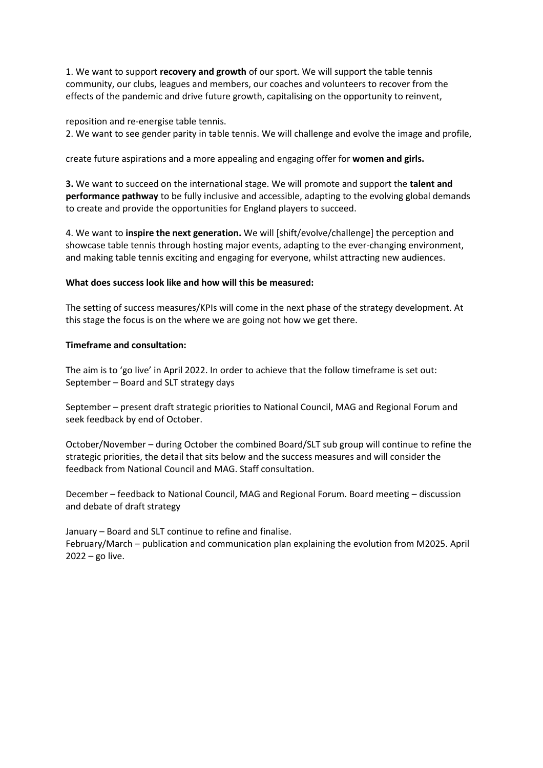1. We want to support **recovery and growth** of our sport. We will support the table tennis community, our clubs, leagues and members, our coaches and volunteers to recover from the effects of the pandemic and drive future growth, capitalising on the opportunity to reinvent,

reposition and re-energise table tennis.

2. We want to see gender parity in table tennis. We will challenge and evolve the image and profile,

create future aspirations and a more appealing and engaging offer for **women and girls.**

**3.** We want to succeed on the international stage. We will promote and support the **talent and performance pathway** to be fully inclusive and accessible, adapting to the evolving global demands to create and provide the opportunities for England players to succeed.

4. We want to **inspire the next generation.** We will [shift/evolve/challenge] the perception and showcase table tennis through hosting major events, adapting to the ever-changing environment, and making table tennis exciting and engaging for everyone, whilst attracting new audiences.

**What does success look like and how will this be measured:**

The setting of success measures/KPIs will come in the next phase of the strategy development. At this stage the focus is on the where we are going not how we get there.

**Timeframe and consultation:**

The aim is to 'go live' in April 2022. In order to achieve that the follow timeframe is set out:
September – Board and SLT strategy days

September – present draft strategic priorities to National Council, MAG and Regional Forum and seek feedback by end of October.

October/November – during October the combined Board/SLT sub group will continue to refine the strategic priorities, the detail that sits below and the success measures and will consider the feedback from National Council and MAG. Staff consultation.

December – feedback to National Council, MAG and Regional Forum. Board meeting – discussion and debate of draft strategy

January – Board and SLT continue to refine and finalise.
February/March – publication and communication plan explaining the evolution from M2025. April 2022 – go live.